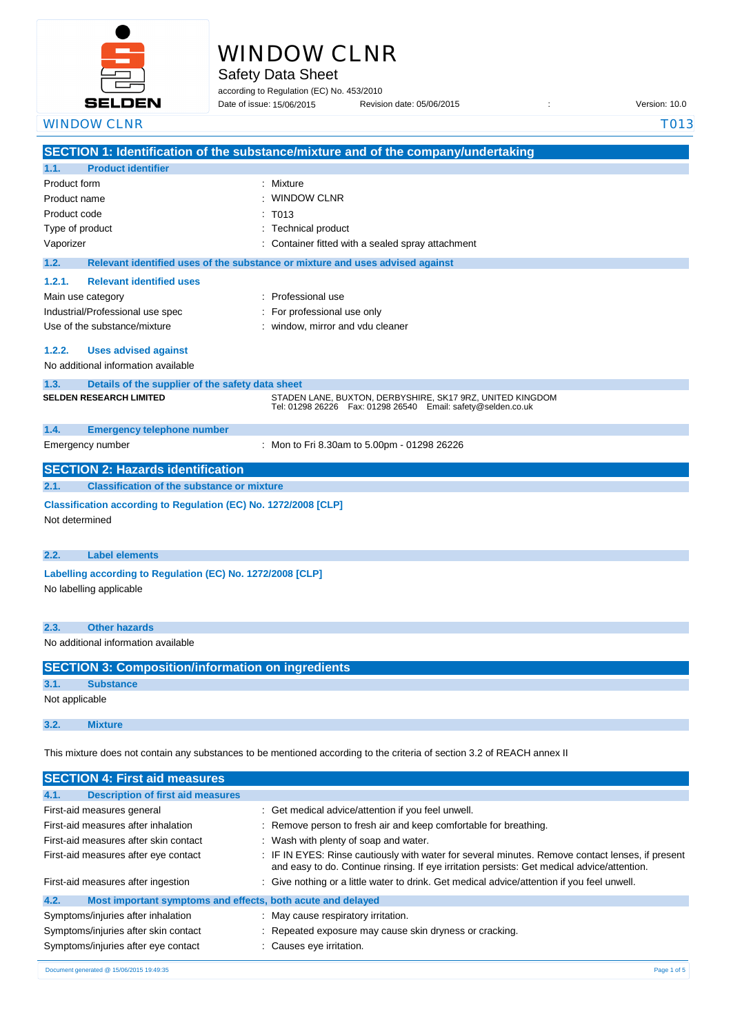# WINDOW CLNR

## Safety Data Sheet

according to Regulation (EC) No. 453/2010

Date of issue: 15/06/2015 Revision date: 05/06/2015 : Version: 10.0

WINDOW CLNR T013

## SECTION 1: Identification of the substance/mixture and of the company/undertaking

### 1.1. Product identifier

| | |
|---|---|
| Product form | : Mixture |
| Product name | : WINDOW CLNR |
| Product code | : T013 |
| Type of product | : Technical product |
| Vaporizer | : Container fitted with a sealed spray attachment |

### 1.2. Relevant identified uses of the substance or mixture and uses advised against

#### 1.2.1. Relevant identified uses

| | |
|---|---|
| Main use category | : Professional use |
| Industrial/Professional use spec | : For professional use only |
| Use of the substance/mixture | : window, mirror and vdu cleaner |

#### 1.2.2. Uses advised against

No additional information available

### 1.3. Details of the supplier of the safety data sheet

**SELDEN RESEARCH LIMITED**

STADEN LANE, BUXTON, DERBYSHIRE, SK17 9RZ, UNITED KINGDOM
Tel: 01298 26226 Fax: 01298 26540 Email: safety@selden.co.uk

### 1.4. Emergency telephone number

| | |
|---|---|
| Emergency number | : Mon to Fri 8.30am to 5.00pm - 01298 26226 |

## SECTION 2: Hazards identification

### 2.1. Classification of the substance or mixture

**Classification according to Regulation (EC) No. 1272/2008 [CLP]**

Not determined

### 2.2. Label elements

**Labelling according to Regulation (EC) No. 1272/2008 [CLP]**

No labelling applicable

### 2.3. Other hazards

No additional information available

## SECTION 3: Composition/information on ingredients

### 3.1. Substance

Not applicable

### 3.2. Mixture

This mixture does not contain any substances to be mentioned according to the criteria of section 3.2 of REACH annex II

## SECTION 4: First aid measures

### 4.1. Description of first aid measures

| | |
|---|---|
| First-aid measures general | : Get medical advice/attention if you feel unwell. |
| First-aid measures after inhalation | : Remove person to fresh air and keep comfortable for breathing. |
| First-aid measures after skin contact | : Wash with plenty of soap and water. |
| First-aid measures after eye contact | : IF IN EYES: Rinse cautiously with water for several minutes. Remove contact lenses, if present and easy to do. Continue rinsing. If eye irritation persists: Get medical advice/attention. |
| First-aid measures after ingestion | : Give nothing or a little water to drink. Get medical advice/attention if you feel unwell. |

### 4.2. Most important symptoms and effects, both acute and delayed

| | |
|---|---|
| Symptoms/injuries after inhalation | : May cause respiratory irritation. |
| Symptoms/injuries after skin contact | : Repeated exposure may cause skin dryness or cracking. |
| Symptoms/injuries after eye contact | : Causes eye irritation. |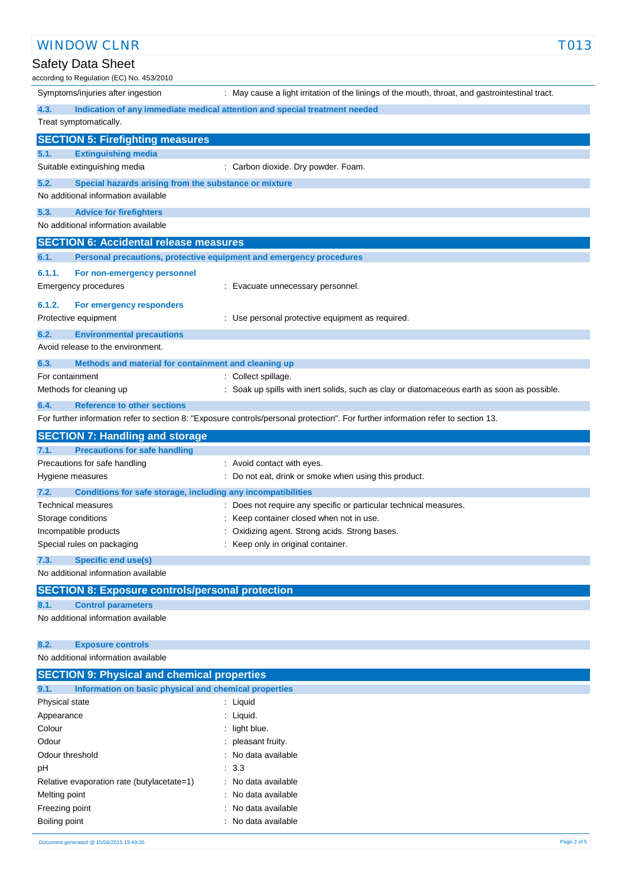| | |
|---|---|
| Symptoms/injuries after ingestion | : May cause a light irritation of the linings of the mouth, throat, and gastrointestinal tract. |

### 4.3. Indication of any immediate medical attention and special treatment needed

Treat symptomatically.

## SECTION 5: Firefighting measures

### 5.1. Extinguishing media

| | |
|---|---|
| Suitable extinguishing media | : Carbon dioxide. Dry powder. Foam. |

### 5.2. Special hazards arising from the substance or mixture

No additional information available

### 5.3. Advice for firefighters

No additional information available

## SECTION 6: Accidental release measures

### 6.1. Personal precautions, protective equipment and emergency procedures

#### 6.1.1. For non-emergency personnel

| | |
|---|---|
| Emergency procedures | : Evacuate unnecessary personnel. |

#### 6.1.2. For emergency responders

| | |
|---|---|
| Protective equipment | : Use personal protective equipment as required. |

### 6.2. Environmental precautions

Avoid release to the environment.

### 6.3. Methods and material for containment and cleaning up

| | |
|---|---|
| For containment | : Collect spillage. |
| Methods for cleaning up | : Soak up spills with inert solids, such as clay or diatomaceous earth as soon as possible. |

### 6.4. Reference to other sections

For further information refer to section 8: "Exposure controls/personal protection". For further information refer to section 13.

## SECTION 7: Handling and storage

### 7.1. Precautions for safe handling

| | |
|---|---|
| Precautions for safe handling | : Avoid contact with eyes. |
| Hygiene measures | : Do not eat, drink or smoke when using this product. |

### 7.2. Conditions for safe storage, including any incompatibilities

| | |
|---|---|
| Technical measures | : Does not require any specific or particular technical measures. |
| Storage conditions | : Keep container closed when not in use. |
| Incompatible products | : Oxidizing agent. Strong acids. Strong bases. |
| Special rules on packaging | : Keep only in original container. |

### 7.3. Specific end use(s)

No additional information available

## SECTION 8: Exposure controls/personal protection

### 8.1. Control parameters

No additional information available

### 8.2. Exposure controls

No additional information available

## SECTION 9: Physical and chemical properties

### 9.1. Information on basic physical and chemical properties

| | |
|---|---|
| Physical state | : Liquid |
| Appearance | : Liquid. |
| Colour | : light blue. |
| Odour | : pleasant fruity. |
| Odour threshold | : No data available |
| pH | : 3.3 |
| Relative evaporation rate (butylacetate=1) | : No data available |
| Melting point | : No data available |
| Freezing point | : No data available |
| Boiling point | : No data available |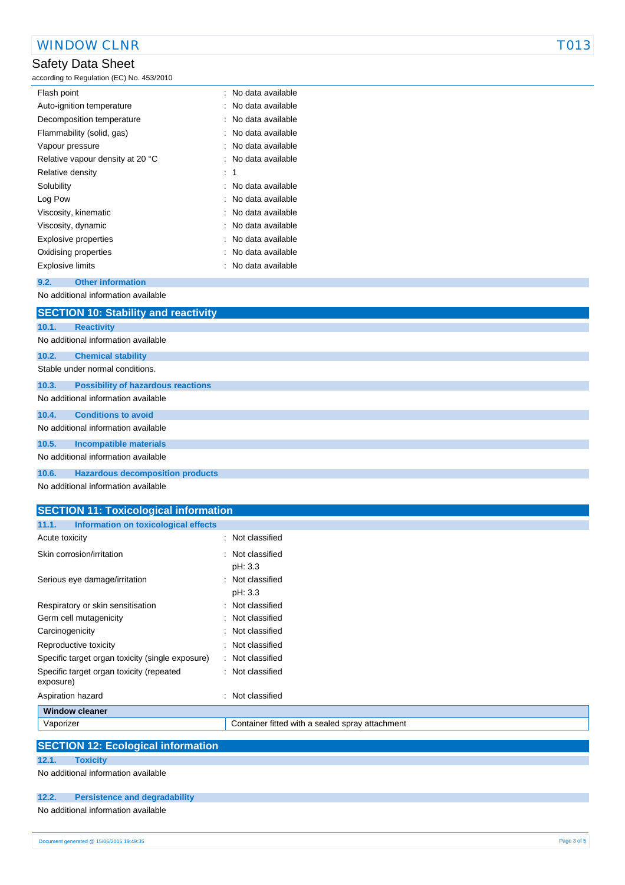| | |
|---|---|
| Flash point | : No data available |
| Auto-ignition temperature | : No data available |
| Decomposition temperature | : No data available |
| Flammability (solid, gas) | : No data available |
| Vapour pressure | : No data available |
| Relative vapour density at 20 °C | : No data available |
| Relative density | : 1 |
| Solubility | : No data available |
| Log Pow | : No data available |
| Viscosity, kinematic | : No data available |
| Viscosity, dynamic | : No data available |
| Explosive properties | : No data available |
| Oxidising properties | : No data available |
| Explosive limits | : No data available |

### 9.2. Other information

No additional information available

## SECTION 10: Stability and reactivity

### 10.1. Reactivity

No additional information available

### 10.2. Chemical stability

Stable under normal conditions.

### 10.3. Possibility of hazardous reactions

No additional information available

### 10.4. Conditions to avoid

No additional information available

### 10.5. Incompatible materials

No additional information available

### 10.6. Hazardous decomposition products

No additional information available

## SECTION 11: Toxicological information

### 11.1. Information on toxicological effects

| | |
|---|---|
| Acute toxicity | : Not classified |
| Skin corrosion/irritation | : Not classified<br>pH: 3.3 |
| Serious eye damage/irritation | : Not classified<br>pH: 3.3 |
| Respiratory or skin sensitisation | : Not classified |
| Germ cell mutagenicity | : Not classified |
| Carcinogenicity | : Not classified |
| Reproductive toxicity | : Not classified |
| Specific target organ toxicity (single exposure) | : Not classified |
| Specific target organ toxicity (repeated exposure) | : Not classified |
| Aspiration hazard | : Not classified |

| **Window cleaner** | |
|---|---|
| Vaporizer | Container fitted with a sealed spray attachment |

## SECTION 12: Ecological information

### 12.1. Toxicity

No additional information available

### 12.2. Persistence and degradability

No additional information available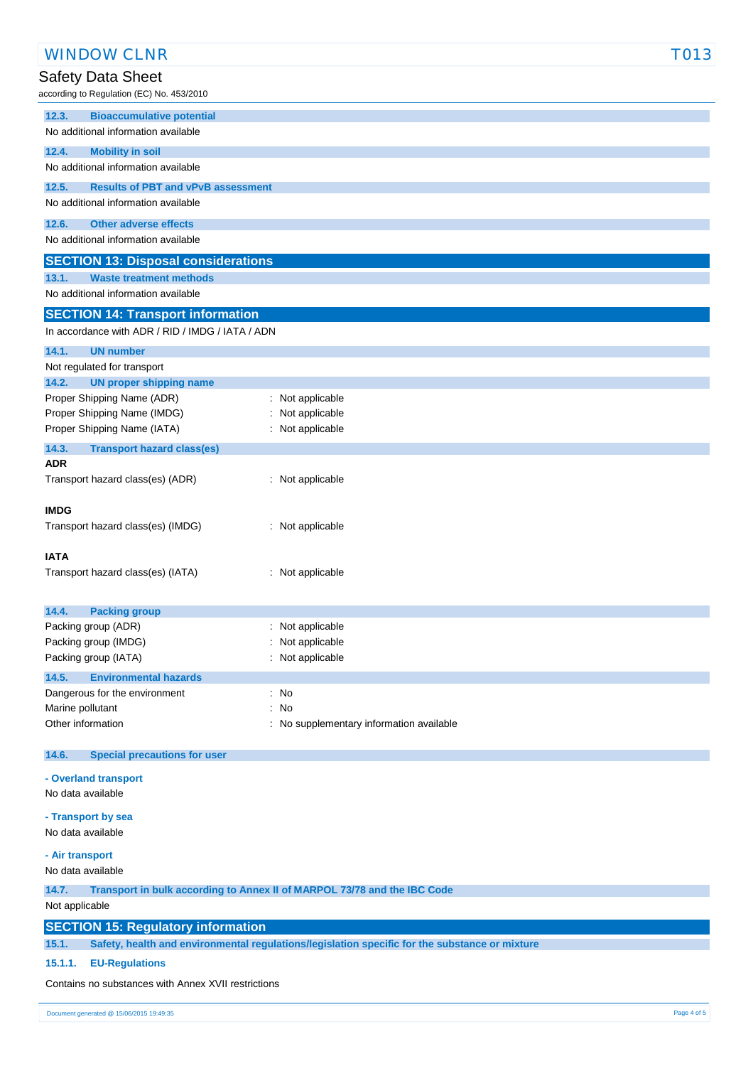### 12.3. Bioaccumulative potential

No additional information available

### 12.4. Mobility in soil

No additional information available

### 12.5. Results of PBT and vPvB assessment

No additional information available

### 12.6. Other adverse effects

No additional information available

## SECTION 13: Disposal considerations

### 13.1. Waste treatment methods

No additional information available

## SECTION 14: Transport information

In accordance with ADR / RID / IMDG / IATA / ADN

### 14.1. UN number

Not regulated for transport

### 14.2. UN proper shipping name

Proper Shipping Name (ADR) : Not applicable
Proper Shipping Name (IMDG) : Not applicable
Proper Shipping Name (IATA) : Not applicable

### 14.3. Transport hazard class(es)

**ADR**

Transport hazard class(es) (ADR) : Not applicable

**IMDG**

Transport hazard class(es) (IMDG) : Not applicable

**IATA**

Transport hazard class(es) (IATA) : Not applicable

### 14.4. Packing group

Packing group (ADR) : Not applicable
Packing group (IMDG) : Not applicable
Packing group (IATA) : Not applicable

### 14.5. Environmental hazards

Dangerous for the environment : No
Marine pollutant : No
Other information : No supplementary information available

### 14.6. Special precautions for user

**- Overland transport**

No data available

**- Transport by sea**

No data available

**- Air transport**

No data available

### 14.7. Transport in bulk according to Annex II of MARPOL 73/78 and the IBC Code

Not applicable

## SECTION 15: Regulatory information

### 15.1. Safety, health and environmental regulations/legislation specific for the substance or mixture

#### 15.1.1. EU-Regulations

Contains no substances with Annex XVII restrictions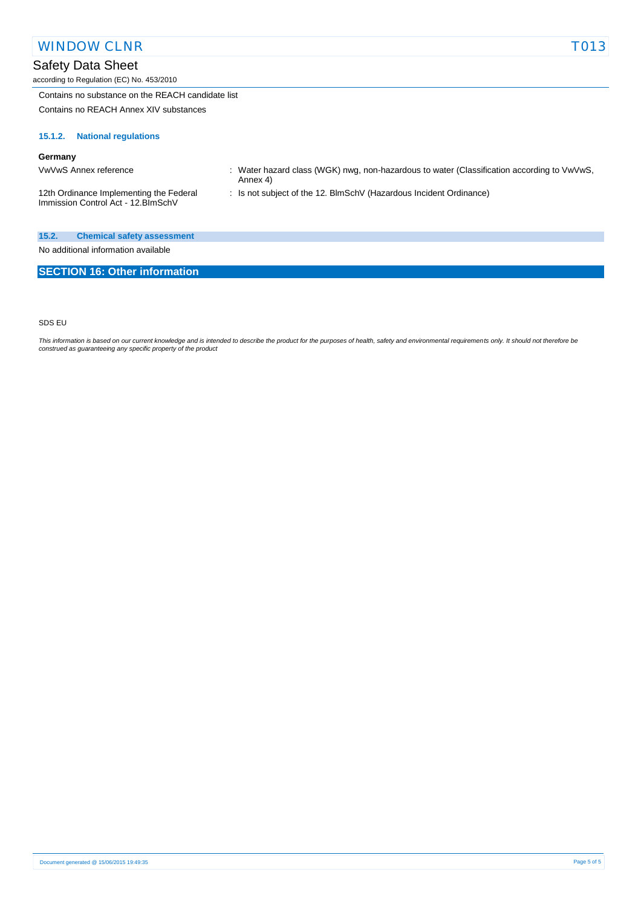Contains no substance on the REACH candidate list

Contains no REACH Annex XIV substances

#### 15.1.2. National regulations

**Germany**

| | |
|---|---|
| VwVwS Annex reference | : Water hazard class (WGK) nwg, non-hazardous to water (Classification according to VwVwS, Annex 4) |
| 12th Ordinance Implementing the Federal Immission Control Act - 12.BImSchV | : Is not subject of the 12. BlmSchV (Hazardous Incident Ordinance) |

### 15.2. Chemical safety assessment

No additional information available

## SECTION 16: Other information

SDS EU

*This information is based on our current knowledge and is intended to describe the product for the purposes of health, safety and environmental requirements only. It should not therefore be construed as guaranteeing any specific property of the product*